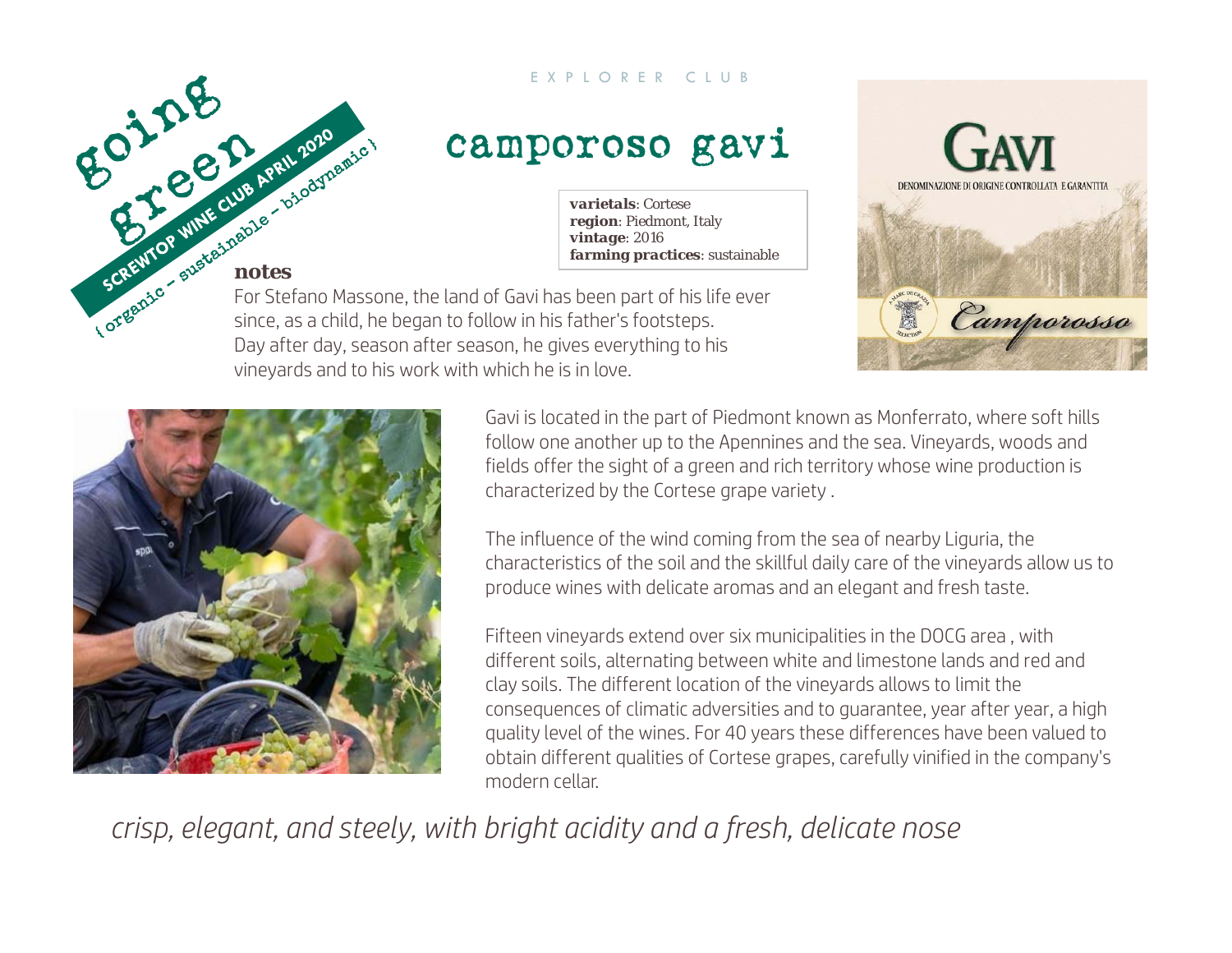going green

SCREWTOP WINE CLUB APRIL 2020

{ organic – sustainable – biodynamic }

EXPLORER CLUB

# camporoso gavi

**varietals**: Cortese
**region**: Piedmont, Italy
**vintage**: 2016
**farming practices**: sustainable

**notes**

For Stefano Massone, the land of Gavi has been part of his life ever since, as a child, he began to follow in his father's footsteps. Day after day, season after season, he gives everything to his vineyards and to his work with which he is in love.

Gavi is located in the part of Piedmont known as Monferrato, where soft hills follow one another up to the Apennines and the sea. Vineyards, woods and fields offer the sight of a green and rich territory whose wine production is characterized by the Cortese grape variety .

The influence of the wind coming from the sea of nearby Liguria, the characteristics of the soil and the skillful daily care of the vineyards allow us to produce wines with delicate aromas and an elegant and fresh taste.

Fifteen vineyards extend over six municipalities in the DOCG area , with different soils, alternating between white and limestone lands and red and clay soils. The different location of the vineyards allows to limit the consequences of climatic adversities and to guarantee, year after year, a high quality level of the wines. For 40 years these differences have been valued to obtain different qualities of Cortese grapes, carefully vinified in the company's modern cellar.

*crisp, elegant, and steely, with bright acidity and a fresh, delicate nose*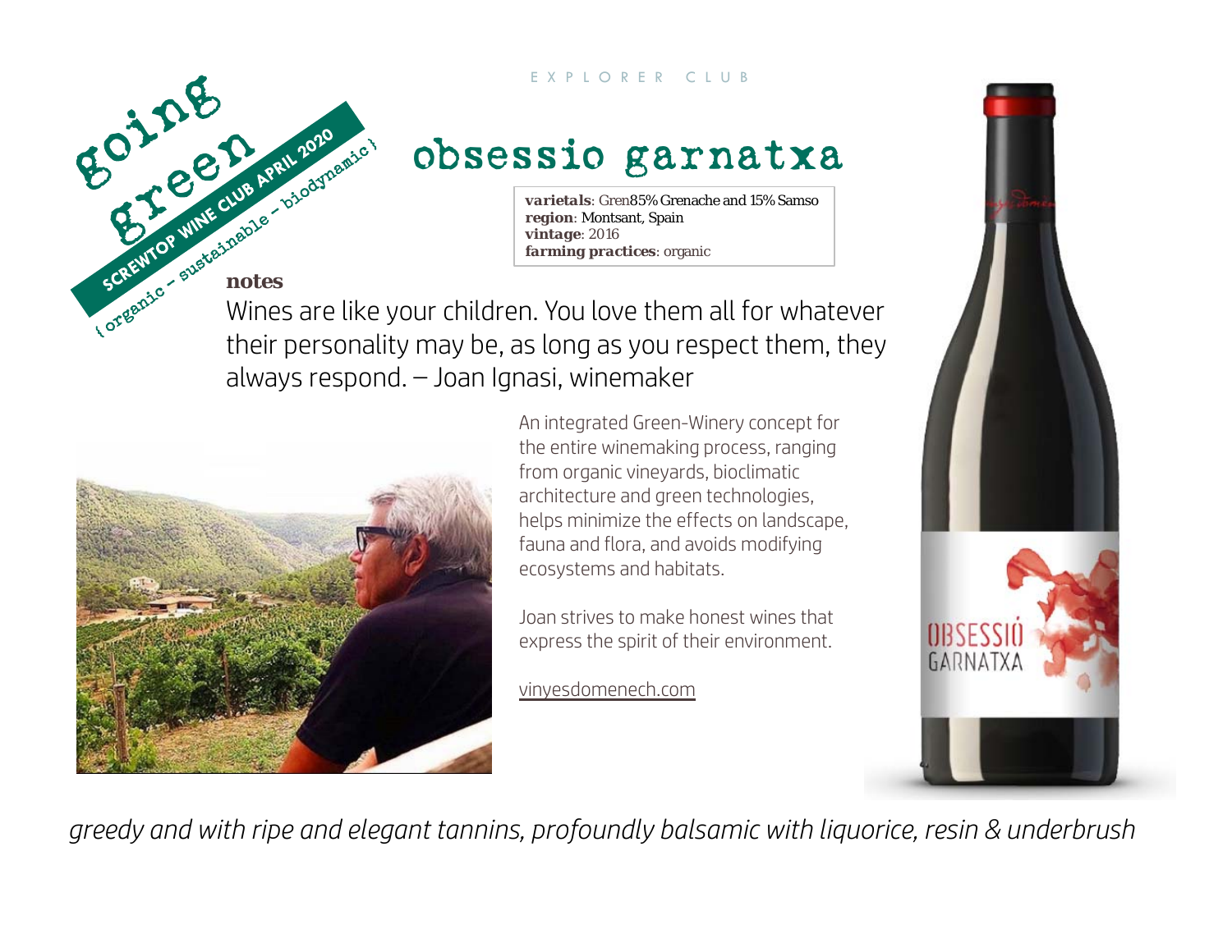going green

SCREWTOP WINE CLUB APRIL 2020

{ organic – sustainable – biodynamic }

EXPLORER CLUB

# obsessio garnatxa

**varietals**: Gren85% Grenache and 15% Samso
**region**: Montsant, Spain
**vintage**: 2016
**farming practices**: organic

**notes**

Wines are like your children. You love them all for whatever their personality may be, as long as you respect them, they always respond. – Joan Ignasi, winemaker

An integrated Green-Winery concept for the entire winemaking process, ranging from organic vineyards, bioclimatic architecture and green technologies, helps minimize the effects on landscape, fauna and flora, and avoids modifying ecosystems and habitats.

Joan strives to make honest wines that express the spirit of their environment.

vinyesdomenech.com

*greedy and with ripe and elegant tannins, profoundly balsamic with liquorice, resin & underbrush*